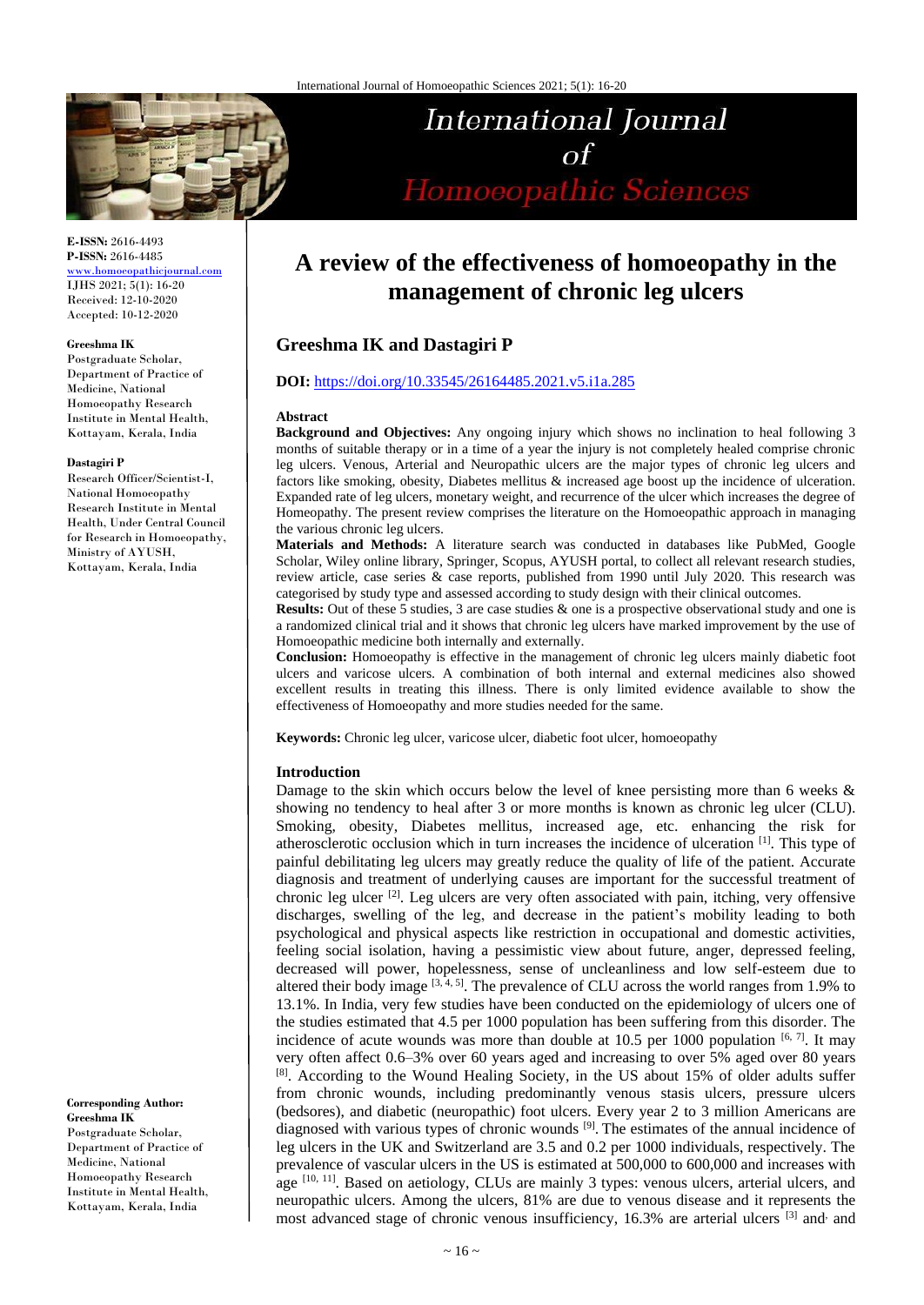**E-ISSN:** 2616-4493
**P-ISSN:** 2616-4485
www.homoeopathicjournal.com
IJHS 2021; 5(1): 16-20
Received: 12-10-2020
Accepted: 10-12-2020

**Greeshma IK**
Postgraduate Scholar, Department of Practice of Medicine, National Homoeopathy Research Institute in Mental Health, Kottayam, Kerala, India

**Dastagiri P**
Research Officer/Scientist-I, National Homoeopathy Research Institute in Mental Health, Under Central Council for Research in Homoeopathy, Ministry of AYUSH, Kottayam, Kerala, India

**Corresponding Author:**
**Greeshma IK**
Postgraduate Scholar, Department of Practice of Medicine, National Homoeopathy Research Institute in Mental Health, Kottayam, Kerala, India

# A review of the effectiveness of homoeopathy in the management of chronic leg ulcers

## Greeshma IK and Dastagiri P

**DOI:** https://doi.org/10.33545/26164485.2021.v5.i1a.285

### Abstract

**Background and Objectives:** Any ongoing injury which shows no inclination to heal following 3 months of suitable therapy or in a time of a year the injury is not completely healed comprise chronic leg ulcers. Venous, Arterial and Neuropathic ulcers are the major types of chronic leg ulcers and factors like smoking, obesity, Diabetes mellitus & increased age boost up the incidence of ulceration. Expanded rate of leg ulcers, monetary weight, and recurrence of the ulcer which increases the degree of Homeopathy. The present review comprises the literature on the Homoeopathic approach in managing the various chronic leg ulcers.

**Materials and Methods:** A literature search was conducted in databases like PubMed, Google Scholar, Wiley online library, Springer, Scopus, AYUSH portal, to collect all relevant research studies, review article, case series & case reports, published from 1990 until July 2020. This research was categorised by study type and assessed according to study design with their clinical outcomes.

**Results:** Out of these 5 studies, 3 are case studies & one is a prospective observational study and one is a randomized clinical trial and it shows that chronic leg ulcers have marked improvement by the use of Homoeopathic medicine both internally and externally.

**Conclusion:** Homoeopathy is effective in the management of chronic leg ulcers mainly diabetic foot ulcers and varicose ulcers. A combination of both internal and external medicines also showed excellent results in treating this illness. There is only limited evidence available to show the effectiveness of Homoeopathy and more studies needed for the same.

**Keywords:** Chronic leg ulcer, varicose ulcer, diabetic foot ulcer, homoeopathy

### Introduction

Damage to the skin which occurs below the level of knee persisting more than 6 weeks & showing no tendency to heal after 3 or more months is known as chronic leg ulcer (CLU). Smoking, obesity, Diabetes mellitus, increased age, etc. enhancing the risk for atherosclerotic occlusion which in turn increases the incidence of ulceration [1]. This type of painful debilitating leg ulcers may greatly reduce the quality of life of the patient. Accurate diagnosis and treatment of underlying causes are important for the successful treatment of chronic leg ulcer [2]. Leg ulcers are very often associated with pain, itching, very offensive discharges, swelling of the leg, and decrease in the patient's mobility leading to both psychological and physical aspects like restriction in occupational and domestic activities, feeling social isolation, having a pessimistic view about future, anger, depressed feeling, decreased will power, hopelessness, sense of uncleanliness and low self-esteem due to altered their body image [3, 4, 5]. The prevalence of CLU across the world ranges from 1.9% to 13.1%. In India, very few studies have been conducted on the epidemiology of ulcers one of the studies estimated that 4.5 per 1000 population has been suffering from this disorder. The incidence of acute wounds was more than double at 10.5 per 1000 population [6, 7]. It may very often affect 0.6–3% over 60 years aged and increasing to over 5% aged over 80 years [8]. According to the Wound Healing Society, in the US about 15% of older adults suffer from chronic wounds, including predominantly venous stasis ulcers, pressure ulcers (bedsores), and diabetic (neuropathic) foot ulcers. Every year 2 to 3 million Americans are diagnosed with various types of chronic wounds [9]. The estimates of the annual incidence of leg ulcers in the UK and Switzerland are 3.5 and 0.2 per 1000 individuals, respectively. The prevalence of vascular ulcers in the US is estimated at 500,000 to 600,000 and increases with age [10, 11]. Based on aetiology, CLUs are mainly 3 types: venous ulcers, arterial ulcers, and neuropathic ulcers. Among the ulcers, 81% are due to venous disease and it represents the most advanced stage of chronic venous insufficiency, 16.3% are arterial ulcers [3] and· and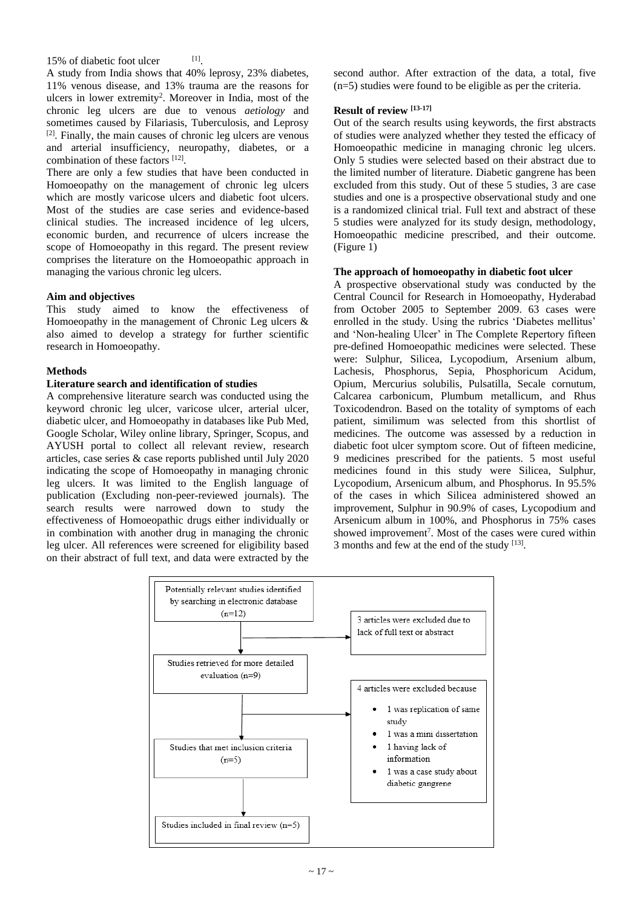15% of diabetic foot ulcer [1].

A study from India shows that 40% leprosy, 23% diabetes, 11% venous disease, and 13% trauma are the reasons for ulcers in lower extremity[2]. Moreover in India, most of the chronic leg ulcers are due to venous *aetiology* and sometimes caused by Filariasis, Tuberculosis, and Leprosy [2]. Finally, the main causes of chronic leg ulcers are venous and arterial insufficiency, neuropathy, diabetes, or a combination of these factors [12].

There are only a few studies that have been conducted in Homoeopathy on the management of chronic leg ulcers which are mostly varicose ulcers and diabetic foot ulcers. Most of the studies are case series and evidence-based clinical studies. The increased incidence of leg ulcers, economic burden, and recurrence of ulcers increase the scope of Homoeopathy in this regard. The present review comprises the literature on the Homoeopathic approach in managing the various chronic leg ulcers.

**Aim and objectives**

This study aimed to know the effectiveness of Homoeopathy in the management of Chronic Leg ulcers & also aimed to develop a strategy for further scientific research in Homoeopathy.

**Methods**

**Literature search and identification of studies**

A comprehensive literature search was conducted using the keyword chronic leg ulcer, varicose ulcer, arterial ulcer, diabetic ulcer, and Homoeopathy in databases like Pub Med, Google Scholar, Wiley online library, Springer, Scopus, and AYUSH portal to collect all relevant review, research articles, case series & case reports published until July 2020 indicating the scope of Homoeopathy in managing chronic leg ulcers. It was limited to the English language of publication (Excluding non-peer-reviewed journals). The search results were narrowed down to study the effectiveness of Homoeopathic drugs either individually or in combination with another drug in managing the chronic leg ulcer. All references were screened for eligibility based on their abstract of full text, and data were extracted by the second author. After extraction of the data, a total, five (n=5) studies were found to be eligible as per the criteria.

**Result of review [13-17]**

Out of the search results using keywords, the first abstracts of studies were analyzed whether they tested the efficacy of Homoeopathic medicine in managing chronic leg ulcers. Only 5 studies were selected based on their abstract due to the limited number of literature. Diabetic gangrene has been excluded from this study. Out of these 5 studies, 3 are case studies and one is a prospective observational study and one is a randomized clinical trial. Full text and abstract of these 5 studies were analyzed for its study design, methodology, Homoeopathic medicine prescribed, and their outcome. (Figure 1)

**The approach of homoeopathy in diabetic foot ulcer**

A prospective observational study was conducted by the Central Council for Research in Homoeopathy, Hyderabad from October 2005 to September 2009. 63 cases were enrolled in the study. Using the rubrics 'Diabetes mellitus' and 'Non-healing Ulcer' in The Complete Repertory fifteen pre-defined Homoeopathic medicines were selected. These were: Sulphur, Silicea, Lycopodium, Arsenium album, Lachesis, Phosphorus, Sepia, Phosphoricum Acidum, Opium, Mercurius solubilis, Pulsatilla, Secale cornutum, Calcarea carbonicum, Plumbum metallicum, and Rhus Toxicodendron. Based on the totality of symptoms of each patient, similimum was selected from this shortlist of medicines. The outcome was assessed by a reduction in diabetic foot ulcer symptom score. Out of fifteen medicine, 9 medicines prescribed for the patients. 5 most useful medicines found in this study were Silicea, Sulphur, Lycopodium, Arsenicum album, and Phosphorus. In 95.5% of the cases in which Silicea administered showed an improvement, Sulphur in 90.9% of cases, Lycopodium and Arsenicum album in 100%, and Phosphorus in 75% cases showed improvement[7]. Most of the cases were cured within 3 months and few at the end of the study [13].

Potentially relevant studies identified by searching in electronic database (n=12)

→ 3 articles were excluded due to lack of full text or abstract

Studies retrieved for more detailed evaluation (n=9)

→ 4 articles were excluded because
- 1 was replication of same study
- 1 was a mini dissertation
- 1 having lack of information
- 1 was a case study about diabetic gangrene

Studies that met inclusion criteria (n=5)

Studies included in final review (n=5)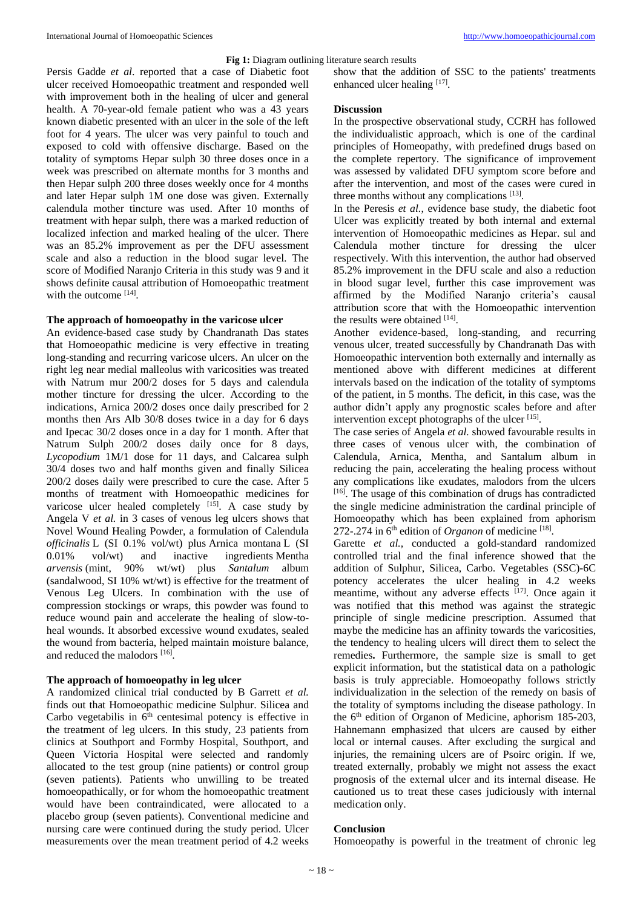**Fig 1:** Diagram outlining literature search results

Persis Gadde *et al*. reported that a case of Diabetic foot ulcer received Homoeopathic treatment and responded well with improvement both in the healing of ulcer and general health. A 70-year-old female patient who was a 43 years known diabetic presented with an ulcer in the sole of the left foot for 4 years. The ulcer was very painful to touch and exposed to cold with offensive discharge. Based on the totality of symptoms Hepar sulph 30 three doses once in a week was prescribed on alternate months for 3 months and then Hepar sulph 200 three doses weekly once for 4 months and later Hepar sulph 1M one dose was given. Externally calendula mother tincture was used. After 10 months of treatment with hepar sulph, there was a marked reduction of localized infection and marked healing of the ulcer. There was an 85.2% improvement as per the DFU assessment scale and also a reduction in the blood sugar level. The score of Modified Naranjo Criteria in this study was 9 and it shows definite causal attribution of Homoeopathic treatment with the outcome [14].

### The approach of homoeopathy in the varicose ulcer

An evidence-based case study by Chandranath Das states that Homoeopathic medicine is very effective in treating long-standing and recurring varicose ulcers. An ulcer on the right leg near medial malleolus with varicosities was treated with Natrum mur 200/2 doses for 5 days and calendula mother tincture for dressing the ulcer. According to the indications, Arnica 200/2 doses once daily prescribed for 2 months then Ars Alb 30/8 doses twice in a day for 6 days and Ipecac 30/2 doses once in a day for 1 month. After that Natrum Sulph 200/2 doses daily once for 8 days, *Lycopodium* 1M/1 dose for 11 days, and Calcarea sulph 30/4 doses two and half months given and finally Silicea 200/2 doses daily were prescribed to cure the case. After 5 months of treatment with Homoeopathic medicines for varicose ulcer healed completely [15]. A case study by Angela V *et al.* in 3 cases of venous leg ulcers shows that Novel Wound Healing Powder, a formulation of Calendula *officinalis* L (SI 0.1% vol/wt) plus Arnica montana L (SI 0.01% vol/wt) and inactive ingredients Mentha *arvensis* (mint, 90% wt/wt) plus *Santalum* album (sandalwood, SI 10% wt/wt) is effective for the treatment of Venous Leg Ulcers. In combination with the use of compression stockings or wraps, this powder was found to reduce wound pain and accelerate the healing of slow-to-heal wounds. It absorbed excessive wound exudates, sealed the wound from bacteria, helped maintain moisture balance, and reduced the malodors [16].

### The approach of homoeopathy in leg ulcer

A randomized clinical trial conducted by B Garrett *et al.* finds out that Homoeopathic medicine Sulphur. Silicea and Carbo vegetabilis in 6th centesimal potency is effective in the treatment of leg ulcers. In this study, 23 patients from clinics at Southport and Formby Hospital, Southport, and Queen Victoria Hospital were selected and randomly allocated to the test group (nine patients) or control group (seven patients). Patients who unwilling to be treated homoeopathically, or for whom the homoeopathic treatment would have been contraindicated, were allocated to a placebo group (seven patients). Conventional medicine and nursing care were continued during the study period. Ulcer measurements over the mean treatment period of 4.2 weeks show that the addition of SSC to the patients' treatments enhanced ulcer healing [17].

### Discussion

In the prospective observational study, CCRH has followed the individualistic approach, which is one of the cardinal principles of Homeopathy, with predefined drugs based on the complete repertory. The significance of improvement was assessed by validated DFU symptom score before and after the intervention, and most of the cases were cured in three months without any complications [13].

In the Peresis *et al.*, evidence base study, the diabetic foot Ulcer was explicitly treated by both internal and external intervention of Homoeopathic medicines as Hepar. sul and Calendula mother tincture for dressing the ulcer respectively. With this intervention, the author had observed 85.2% improvement in the DFU scale and also a reduction in blood sugar level, further this case improvement was affirmed by the Modified Naranjo criteria's causal attribution score that with the Homoeopathic intervention the results were obtained [14].

Another evidence-based, long-standing, and recurring venous ulcer, treated successfully by Chandranath Das with Homoeopathic intervention both externally and internally as mentioned above with different medicines at different intervals based on the indication of the totality of symptoms of the patient, in 5 months. The deficit, in this case, was the author didn't apply any prognostic scales before and after intervention except photographs of the ulcer [15].

The case series of Angela *et al.* showed favourable results in three cases of venous ulcer with, the combination of Calendula, Arnica, Mentha, and Santalum album in reducing the pain, accelerating the healing process without any complications like exudates, malodors from the ulcers [16]. The usage of this combination of drugs has contradicted the single medicine administration the cardinal principle of Homoeopathy which has been explained from aphorism 272-.274 in 6th edition of *Organon* of medicine [18].

Garette *et al.*, conducted a gold-standard randomized controlled trial and the final inference showed that the addition of Sulphur, Silicea, Carbo. Vegetables (SSC)-6C potency accelerates the ulcer healing in 4.2 weeks meantime, without any adverse effects [17]. Once again it was notified that this method was against the strategic principle of single medicine prescription. Assumed that maybe the medicine has an affinity towards the varicosities, the tendency to healing ulcers will direct them to select the remedies**.** Furthermore, the sample size is small to get explicit information, but the statistical data on a pathologic basis is truly appreciable. Homoeopathy follows strictly individualization in the selection of the remedy on basis of the totality of symptoms including the disease pathology. In the 6th edition of Organon of Medicine, aphorism 185-203, Hahnemann emphasized that ulcers are caused by either local or internal causes. After excluding the surgical and injuries, the remaining ulcers are of Psoirc origin. If we, treated externally, probably we might not assess the exact prognosis of the external ulcer and its internal disease. He cautioned us to treat these cases judiciously with internal medication only.

### Conclusion

Homoeopathy is powerful in the treatment of chronic leg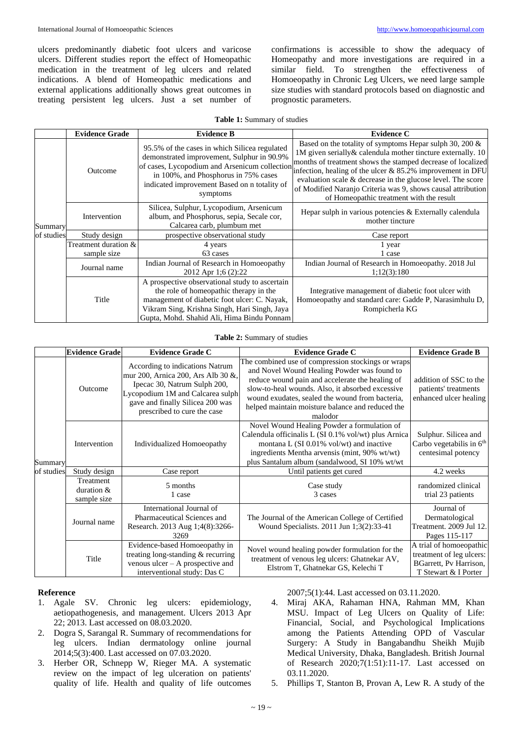ulcers predominantly diabetic foot ulcers and varicose ulcers. Different studies report the effect of Homeopathic medication in the treatment of leg ulcers and related indications. A blend of Homeopathic medications and external applications additionally shows great outcomes in treating persistent leg ulcers. Just a set number of confirmations is accessible to show the adequacy of Homeopathy and more investigations are required in a similar field. To strengthen the effectiveness of Homoeopathy in Chronic Leg Ulcers, we need large sample size studies with standard protocols based on diagnostic and prognostic parameters.

**Table 1:** Summary of studies

| | Evidence Grade | Evidence B | Evidence C |
|---|---|---|---|
| Summary of studies | Outcome | 95.5% of the cases in which Silicea regulated demonstrated improvement, Sulphur in 90.9% of cases, Lycopodium and Arsenicum collection in 100%, and Phosphorus in 75% cases indicated improvement Based on n totality of symptoms | Based on the totality of symptoms Hepar sulph 30, 200 & 1M given serially& calendula mother tincture externally. 10 months of treatment shows the stamped decrease of localized infection, healing of the ulcer & 85.2% improvement in DFU evaluation scale & decrease in the glucose level. The score of Modified Naranjo Criteria was 9, shows causal attribution of Homeopathic treatment with the result |
| | Intervention | Silicea, Sulphur, Lycopodium, Arsenicum album, and Phosphorus, sepia, Secale cor, Calcarea carb, plumbum met | Hepar sulph in various potencies & Externally calendula mother tincture |
| | Study design | prospective observational study | Case report |
| | Treatment duration & sample size | 4 years<br>63 cases | 1 year<br>1 case |
| | Journal name | Indian Journal of Research in Homoeopathy 2012 Apr 1;6 (2):22 | Indian Journal of Research in Homoeopathy. 2018 Jul 1;12(3):180 |
| | Title | A prospective observational study to ascertain the role of homeopathic therapy in the management of diabetic foot ulcer: C. Nayak, Vikram Sing, Krishna Singh, Hari Singh, Jaya Gupta, Mohd. Shahid Ali, Hima Bindu Ponnam | Integrative management of diabetic foot ulcer with Homoeopathy and standard care: Gadde P, Narasimhulu D, Rompicherla KG |

**Table 2:** Summary of studies

| | Evidence Grade | Evidence Grade C | Evidence Grade C | Evidence Grade B |
|---|---|---|---|---|
| Summary of studies | Outcome | According to indications Natrum mur 200, Arnica 200, Ars Alb 30 &, Ipecac 30, Natrum Sulph 200, Lycopodium 1M and Calcarea sulph gave and finally Silicea 200 was prescribed to cure the case | The combined use of compression stockings or wraps and Novel Wound Healing Powder was found to reduce wound pain and accelerate the healing of slow-to-heal wounds. Also, it absorbed excessive wound exudates, sealed the wound from bacteria, helped maintain moisture balance and reduced the malodor | addition of SSC to the patients' treatments enhanced ulcer healing |
| | Intervention | Individualized Homoeopathy | Novel Wound Healing Powder a formulation of Calendula officinalis L (SI 0.1% vol/wt) plus Arnica montana L (SI 0.01% vol/wt) and inactive ingredients Mentha arvensis (mint, 90% wt/wt) plus Santalum album (sandalwood, SI 10% wt/wt | Sulphur. Silicea and Carbo vegetabilis in 6th centesimal potency |
| | Study design | Case report | Until patients get cured | 4.2 weeks |
| | Treatment duration & sample size | 5 months<br>1 case | Case study<br>3 cases | randomized clinical trial 23 patients |
| | Journal name | International Journal of Pharmaceutical Sciences and Research. 2013 Aug 1;4(8):3266-3269 | The Journal of the American College of Certified Wound Specialists. 2011 Jun 1;3(2):33-41 | Journal of Dermatological Treatment. 2009 Jul 12. Pages 115-117 |
| | Title | Evidence-based Homoeopathy in treating long-standing & recurring venous ulcer – A prospective and interventional study: Das C | Novel wound healing powder formulation for the treatment of venous leg ulcers: Ghatnekar AV, Elstrom T, Ghatnekar GS, Kelechi T | A trial of homoeopathic treatment of leg ulcers: BGarrett, Pv Harrison, T Stewart & I Porter |

## Reference

1. Agale SV. Chronic leg ulcers: epidemiology, aetiopathogenesis, and management. Ulcers 2013 Apr 22; 2013. Last accessed on 08.03.2020.
2. Dogra S, Sarangal R. Summary of recommendations for leg ulcers. Indian dermatology online journal 2014;5(3):400. Last accessed on 07.03.2020.
3. Herber OR, Schnepp W, Rieger MA. A systematic review on the impact of leg ulceration on patients' quality of life. Health and quality of life outcomes 2007;5(1):44. Last accessed on 03.11.2020.
4. Miraj AKA, Rahaman HNA, Rahman MM, Khan MSU. Impact of Leg Ulcers on Quality of Life: Financial, Social, and Psychological Implications among the Patients Attending OPD of Vascular Surgery: A Study in Bangabandhu Sheikh Mujib Medical University, Dhaka, Bangladesh. British Journal of Research 2020;7(1:51):11-17. Last accessed on 03.11.2020.
5. Phillips T, Stanton B, Provan A, Lew R. A study of the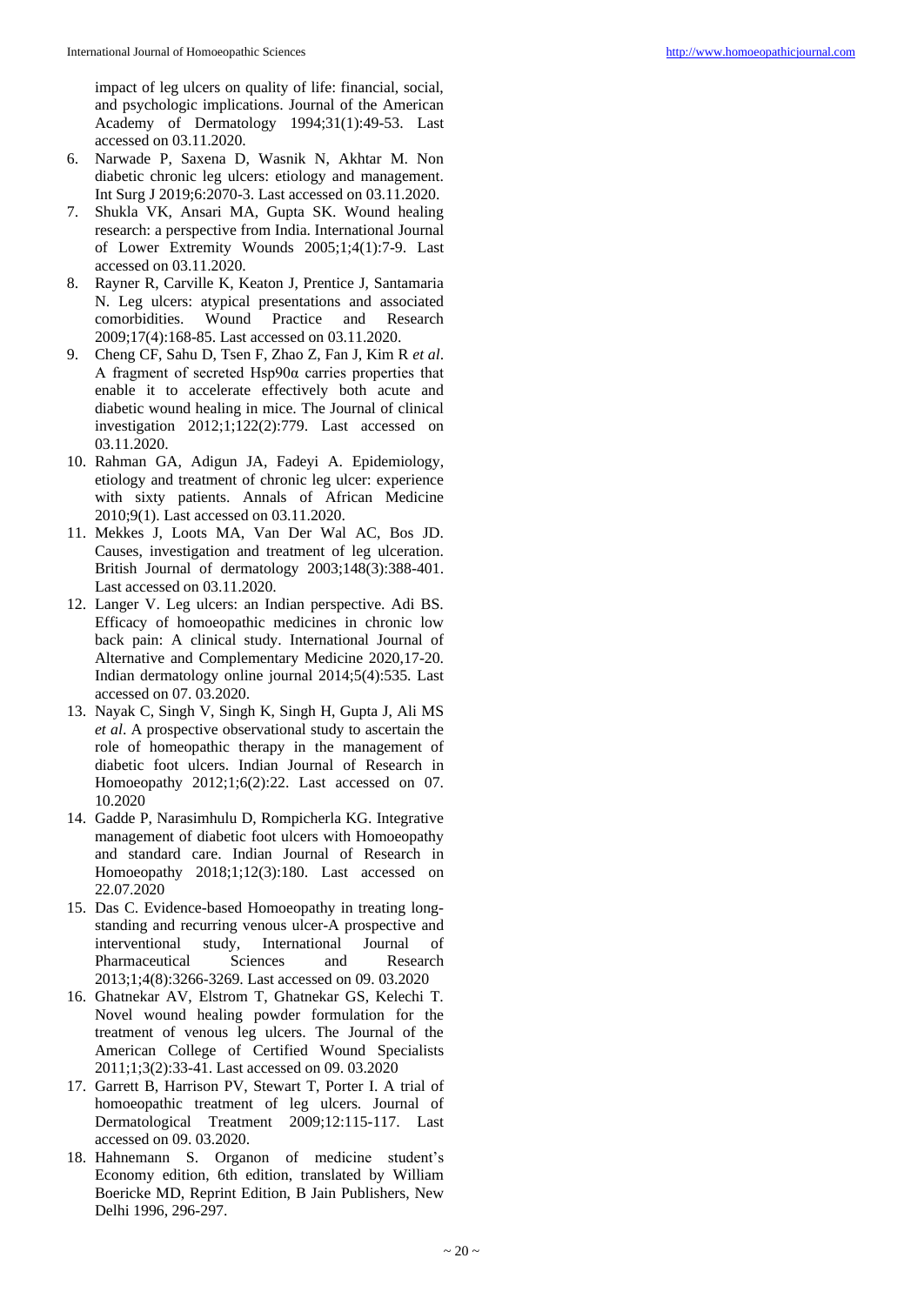impact of leg ulcers on quality of life: financial, social, and psychologic implications. Journal of the American Academy of Dermatology 1994;31(1):49-53. Last accessed on 03.11.2020.

6. Narwade P, Saxena D, Wasnik N, Akhtar M. Non diabetic chronic leg ulcers: etiology and management. Int Surg J 2019;6:2070-3. Last accessed on 03.11.2020.
7. Shukla VK, Ansari MA, Gupta SK. Wound healing research: a perspective from India. International Journal of Lower Extremity Wounds 2005;1;4(1):7-9. Last accessed on 03.11.2020.
8. Rayner R, Carville K, Keaton J, Prentice J, Santamaria N. Leg ulcers: atypical presentations and associated comorbidities. Wound Practice and Research 2009;17(4):168-85. Last accessed on 03.11.2020.
9. Cheng CF, Sahu D, Tsen F, Zhao Z, Fan J, Kim R *et al*. A fragment of secreted Hsp90α carries properties that enable it to accelerate effectively both acute and diabetic wound healing in mice. The Journal of clinical investigation 2012;1;122(2):779. Last accessed on 03.11.2020.
10. Rahman GA, Adigun JA, Fadeyi A. Epidemiology, etiology and treatment of chronic leg ulcer: experience with sixty patients. Annals of African Medicine 2010;9(1). Last accessed on 03.11.2020.
11. Mekkes J, Loots MA, Van Der Wal AC, Bos JD. Causes, investigation and treatment of leg ulceration. British Journal of dermatology 2003;148(3):388-401. Last accessed on 03.11.2020.
12. Langer V. Leg ulcers: an Indian perspective. Adi BS. Efficacy of homoeopathic medicines in chronic low back pain: A clinical study. International Journal of Alternative and Complementary Medicine 2020,17-20. Indian dermatology online journal 2014;5(4):535. Last accessed on 07. 03.2020.
13. Nayak C, Singh V, Singh K, Singh H, Gupta J, Ali MS *et al*. A prospective observational study to ascertain the role of homeopathic therapy in the management of diabetic foot ulcers. Indian Journal of Research in Homoeopathy 2012;1;6(2):22. Last accessed on 07. 10.2020
14. Gadde P, Narasimhulu D, Rompicherla KG. Integrative management of diabetic foot ulcers with Homoeopathy and standard care. Indian Journal of Research in Homoeopathy 2018;1;12(3):180. Last accessed on 22.07.2020
15. Das C. Evidence-based Homoeopathy in treating long-standing and recurring venous ulcer-A prospective and interventional study, International Journal of Pharmaceutical Sciences and Research 2013;1;4(8):3266-3269. Last accessed on 09. 03.2020
16. Ghatnekar AV, Elstrom T, Ghatnekar GS, Kelechi T. Novel wound healing powder formulation for the treatment of venous leg ulcers. The Journal of the American College of Certified Wound Specialists 2011;1;3(2):33-41. Last accessed on 09. 03.2020
17. Garrett B, Harrison PV, Stewart T, Porter I. A trial of homoeopathic treatment of leg ulcers. Journal of Dermatological Treatment 2009;12:115-117. Last accessed on 09. 03.2020.
18. Hahnemann S. Organon of medicine student's Economy edition, 6th edition, translated by William Boericke MD, Reprint Edition, B Jain Publishers, New Delhi 1996, 296-297.